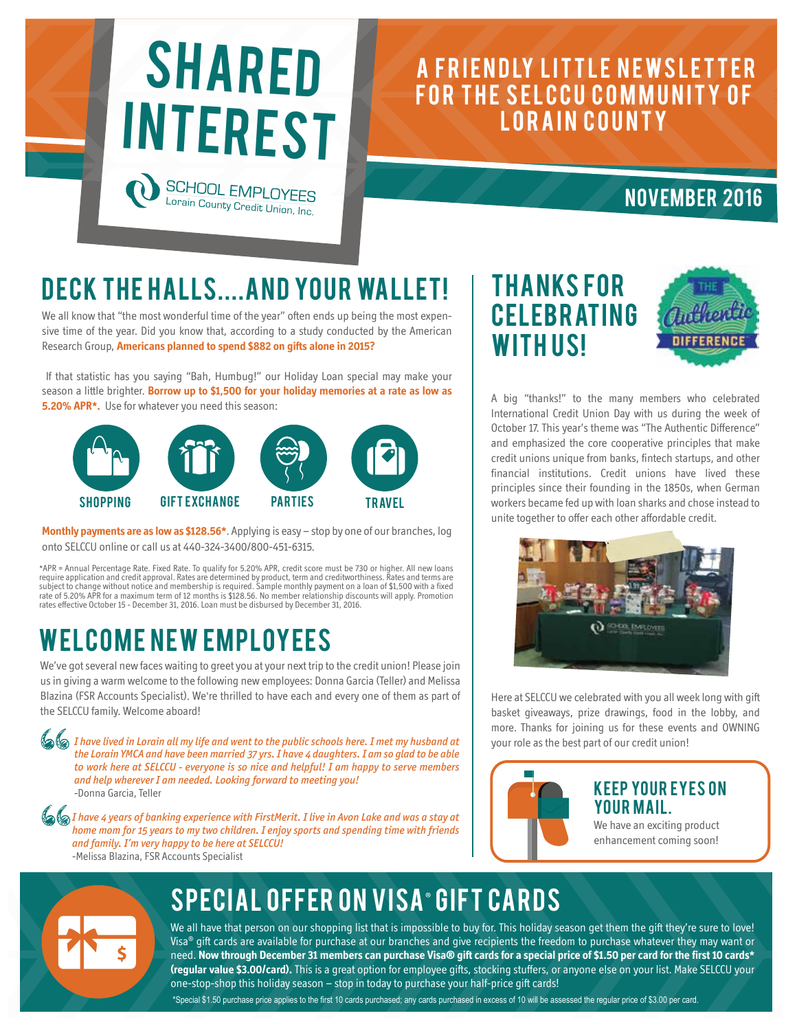# SHARED INTEREST

SCHOOL EMPLOYEES
Lorain County Credit Union, Inc.

## A FRIENDLY LITTLE NEWSLETTER FOR THE SELCCU COMMUNITY OF LORAIN COUNTY

**NOVEMBER 2016**

## DECK THE HALLS....AND YOUR WALLET!

We all know that "the most wonderful time of the year" often ends up being the most expensive time of the year. Did you know that, according to a study conducted by the American Research Group, **Americans planned to spend $882 on gifts alone in 2015?**

If that statistic has you saying "Bah, Humbug!" our Holiday Loan special may make your season a little brighter. **Borrow up to $1,500 for your holiday memories at a rate as low as 5.20% APR*.** Use for whatever you need this season:

SHOPPING | GIFT EXCHANGE | PARTIES | TRAVEL

**Monthly payments are as low as $128.56*.** Applying is easy – stop by one of our branches, log onto SELCCU online or call us at 440-324-3400/800-451-6315.

*APR = Annual Percentage Rate. Fixed Rate. To qualify for 5.20% APR, credit score must be 730 or higher. All new loans require application and credit approval. Rates are determined by product, term and creditworthiness. Rates and terms are subject to change without notice and membership is required. Sample monthly payment on a loan of $1,500 with a fixed rate of 5.20% APR for a maximum term of 12 months is $128.56. No member relationship discounts will apply. Promotion rates effective October 15 - December 31, 2016. Loan must be disbursed by December 31, 2016.

## WELCOME NEW EMPLOYEES

We've got several new faces waiting to greet you at your next trip to the credit union! Please join us in giving a warm welcome to the following new employees: Donna Garcia (Teller) and Melissa Blazina (FSR Accounts Specialist). We're thrilled to have each and every one of them as part of the SELCCU family. Welcome aboard!

> *I have lived in Lorain all my life and went to the public schools here. I met my husband at the Lorain YMCA and have been married 37 yrs. I have 4 daughters. I am so glad to be able to work here at SELCCU - everyone is so nice and helpful! I am happy to serve members and help wherever I am needed. Looking forward to meeting you!*
>
> -Donna Garcia, Teller

> *I have 4 years of banking experience with FirstMerit. I live in Avon Lake and was a stay at home mom for 15 years to my two children. I enjoy sports and spending time with friends and family. I'm very happy to be here at SELCCU!*
>
> -Melissa Blazina, FSR Accounts Specialist

## THANKS FOR CELEBRATING WITH US!

THE Authentic DIFFERENCE

A big "thanks!" to the many members who celebrated International Credit Union Day with us during the week of October 17. This year's theme was "The Authentic Difference" and emphasized the core cooperative principles that make credit unions unique from banks, fintech startups, and other financial institutions. Credit unions have lived these principles since their founding in the 1850s, when German workers became fed up with loan sharks and chose instead to unite together to offer each other affordable credit.

Here at SELCCU we celebrated with you all week long with gift basket giveaways, prize drawings, food in the lobby, and more. Thanks for joining us for these events and OWNING your role as the best part of our credit union!

### KEEP YOUR EYES ON YOUR MAIL.

We have an exciting product enhancement coming soon!

## SPECIAL OFFER ON VISA® GIFT CARDS

We all have that person on our shopping list that is impossible to buy for. This holiday season get them the gift they're sure to love! Visa® gift cards are available for purchase at our branches and give recipients the freedom to purchase whatever they may want or need. **Now through December 31 members can purchase Visa® gift cards for a special price of $1.50 per card for the first 10 cards\* (regular value $3.00/card).** This is a great option for employee gifts, stocking stuffers, or anyone else on your list. Make SELCCU your one-stop-shop this holiday season – stop in today to purchase your half-price gift cards!

*Special $1.50 purchase price applies to the first 10 cards purchased; any cards purchased in excess of 10 will be assessed the regular price of $3.00 per card.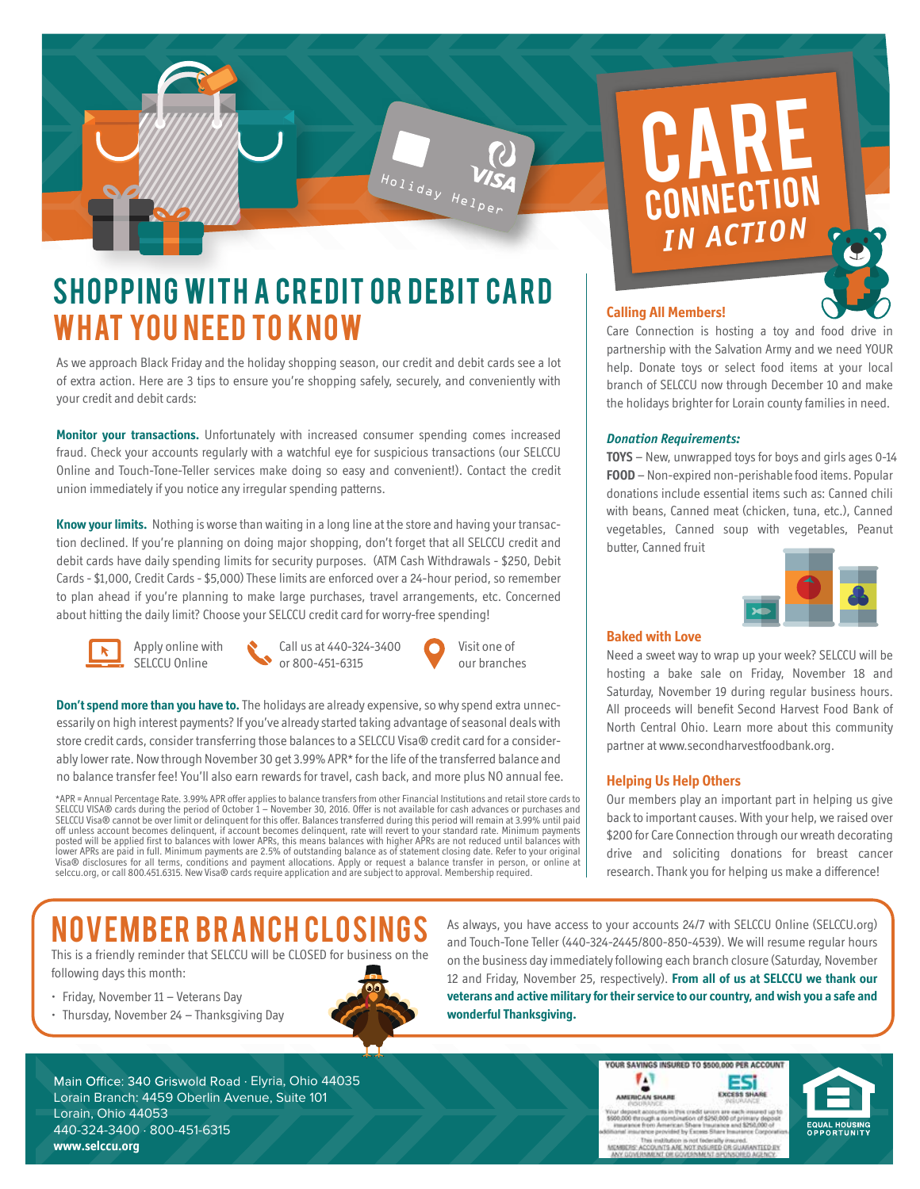# SHOPPING WITH A CREDIT OR DEBIT CARD
## WHAT YOU NEED TO KNOW

As we approach Black Friday and the holiday shopping season, our credit and debit cards see a lot of extra action. Here are 3 tips to ensure you're shopping safely, securely, and conveniently with your credit and debit cards:

**Monitor your transactions.** Unfortunately with increased consumer spending comes increased fraud. Check your accounts regularly with a watchful eye for suspicious transactions (our SELCCU Online and Touch-Tone-Teller services make doing so easy and convenient!). Contact the credit union immediately if you notice any irregular spending patterns.

**Know your limits.** Nothing is worse than waiting in a long line at the store and having your transaction declined. If you're planning on doing major shopping, don't forget that all SELCCU credit and debit cards have daily spending limits for security purposes. (ATM Cash Withdrawals - $250, Debit Cards - $1,000, Credit Cards - $5,000) These limits are enforced over a 24-hour period, so remember to plan ahead if you're planning to make large purchases, travel arrangements, etc. Concerned about hitting the daily limit? Choose your SELCCU credit card for worry-free spending!

Apply online with SELCCU Online

Call us at 440-324-3400 or 800-451-6315

Visit one of our branches

**Don't spend more than you have to.** The holidays are already expensive, so why spend extra unnecessarily on high interest payments? If you've already started taking advantage of seasonal deals with store credit cards, consider transferring those balances to a SELCCU Visa® credit card for a considerably lower rate. Now through November 30 get 3.99% APR* for the life of the transferred balance and no balance transfer fee! You'll also earn rewards for travel, cash back, and more plus NO annual fee.

*APR = Annual Percentage Rate. 3.99% APR offer applies to balance transfers from other Financial Institutions and retail store cards to SELCCU VISA® cards during the period of October 1 – November 30, 2016. Offer is not available for cash advances or purchases and SELCCU Visa® cannot be over limit or delinquent for this offer. Balances transferred during this period will remain at 3.99% until paid off unless account becomes delinquent, if account becomes delinquent, rate will revert to your standard rate. Minimum payments posted will be applied first to balances with lower APRs, this means balances with higher APRs are not reduced until balances with lower APRs are paid in full. Minimum payments are 2.5% of outstanding balance as of statement closing date. Refer to your original Visa® disclosures for all terms, conditions and payment allocations. Apply or request a balance transfer in person, or online at selccu.org, or call 800.451.6315. New Visa® cards require application and are subject to approval. Membership required.

# CARE CONNECTION IN ACTION

### Calling All Members!

Care Connection is hosting a toy and food drive in partnership with the Salvation Army and we need YOUR help. Donate toys or select food items at your local branch of SELCCU now through December 10 and make the holidays brighter for Lorain county families in need.

#### *Donation Requirements:*

**TOYS** – New, unwrapped toys for boys and girls ages 0-14
**FOOD** – Non-expired non-perishable food items. Popular donations include essential items such as: Canned chili with beans, Canned meat (chicken, tuna, etc.), Canned vegetables, Canned soup with vegetables, Peanut butter, Canned fruit

### Baked with Love

Need a sweet way to wrap up your week? SELCCU will be hosting a bake sale on Friday, November 18 and Saturday, November 19 during regular business hours. All proceeds will benefit Second Harvest Food Bank of North Central Ohio. Learn more about this community partner at www.secondharvestfoodbank.org.

### Helping Us Help Others

Our members play an important part in helping us give back to important causes. With your help, we raised over $200 for Care Connection through our wreath decorating drive and soliciting donations for breast cancer research. Thank you for helping us make a difference!

# NOVEMBER BRANCH CLOSINGS

This is a friendly reminder that SELCCU will be CLOSED for business on the following days this month:

- Friday, November 11 – Veterans Day
- Thursday, November 24 – Thanksgiving Day

As always, you have access to your accounts 24/7 with SELCCU Online (SELCCU.org) and Touch-Tone Teller (440-324-2445/800-850-4539). We will resume regular hours on the business day immediately following each branch closure (Saturday, November 12 and Friday, November 25, respectively). **From all of us at SELCCU we thank our veterans and active military for their service to our country, and wish you a safe and wonderful Thanksgiving.**

Main Office: 340 Griswold Road · Elyria, Ohio 44035
Lorain Branch: 4459 Oberlin Avenue, Suite 101
Lorain, Ohio 44053
440-324-3400 · 800-451-6315
**www.selccu.org**

YOUR SAVINGS INSURED TO $500,000 PER ACCOUNT

AMERICAN SHARE INSURANCE · ESI EXCESS SHARE INSURANCE

Your deposit accounts in this credit union are each insured up to $500,000 through a combination of $250,000 of primary deposit insurance from American Share Insurance and $250,000 of additional insurance provided by Excess Share Insurance Corporation. This institution is not federally insured. MEMBERS' ACCOUNTS ARE NOT INSURED OR GUARANTEED BY ANY GOVERNMENT OR GOVERNMENT SPONSORED AGENCY

EQUAL HOUSING OPPORTUNITY